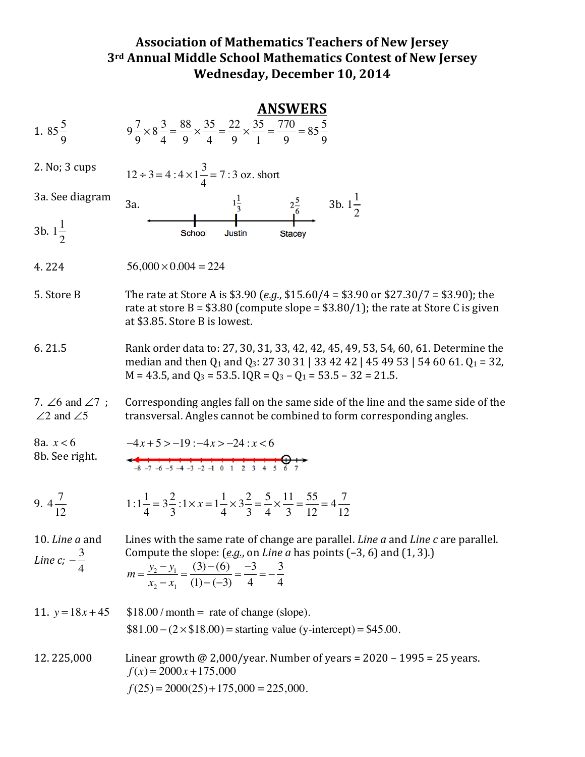# Association of Mathematics Teachers of New Jersey
# 3rd Annual Middle School Mathematics Contest of New Jersey
# Wednesday, December 10, 2014

## ANSWERS

1. $85\frac{5}{9}$ $\qquad 9\frac{7}{9}\times 8\frac{3}{4}=\frac{88}{9}\times\frac{35}{4}=\frac{22}{9}\times\frac{35}{1}=\frac{770}{9}=85\frac{5}{9}$

2. No; 3 cups $\qquad 12\div 3=4:4\times 1\frac{3}{4}=7:3$ oz. short

3a. See diagram $\qquad$ 3a. Number line showing School, Justin ($1\frac{1}{3}$), Stacey ($2\frac{5}{6}$) $\qquad$ 3b. $1\frac{1}{2}$

3b. $1\frac{1}{2}$

4. 224 $\qquad 56{,}000\times 0.004=224$

5. Store B $\qquad$ The rate at Store A is \$3.90 (*e.g.*, \$15.60/4 = \$3.90 or \$27.30/7 = \$3.90); the rate at store B = \$3.80 (compute slope = \$3.80/1); the rate at Store C is given at \$3.85. Store B is lowest.

6. 21.5 $\qquad$ Rank order data to: 27, 30, 31, 33, 42, 42, 45, 49, 53, 54, 60, 61. Determine the median and then $Q_1$ and $Q_3$: 27 30 31 | 33 42 42 | 45 49 53 | 54 60 61. $Q_1 = 32$, M = 43.5, and $Q_3 = 53.5$. IQR = $Q_3 - Q_1 = 53.5 - 32 = 21.5$.

7. $\angle 6$ and $\angle 7$ ; $\angle 2$ and $\angle 5$ $\qquad$ Corresponding angles fall on the same side of the line and the same side of the transversal. Angles cannot be combined to form corresponding angles.

8a. $x<6$ $\qquad -4x+5>-19:-4x>-24:x<6$

8b. See right. $\qquad$ (Number line from −8 to 7 with open circle at 6 and arrow shaded to the left.)

9. $4\frac{7}{12}$ $\qquad 1:1\frac{1}{4}=3\frac{2}{3}:1\times x=1\frac{1}{4}\times 3\frac{2}{3}=\frac{5}{4}\times\frac{11}{3}=\frac{55}{12}=4\frac{7}{12}$

10. *Line a* and *Line c*; $-\frac{3}{4}$ $\qquad$ Lines with the same rate of change are parallel. *Line a* and *Line c* are parallel. Compute the slope: (*e.g.*, on *Line a* has points (−3, 6) and (1, 3).)

$$m=\frac{y_2-y_1}{x_2-x_1}=\frac{(3)-(6)}{(1)-(-3)}=\frac{-3}{4}=-\frac{3}{4}$$

11. $y=18x+45$ $\qquad$ \$18.00 / month = rate of change (slope).

\$81.00 − (2 × \$18.00) = starting value (y-intercept) = \$45.00.

12. 225,000 $\qquad$ Linear growth @ 2,000/year. Number of years = 2020 − 1995 = 25 years.

$$f(x)=2000x+175{,}000$$

$$f(25)=2000(25)+175{,}000=225{,}000.$$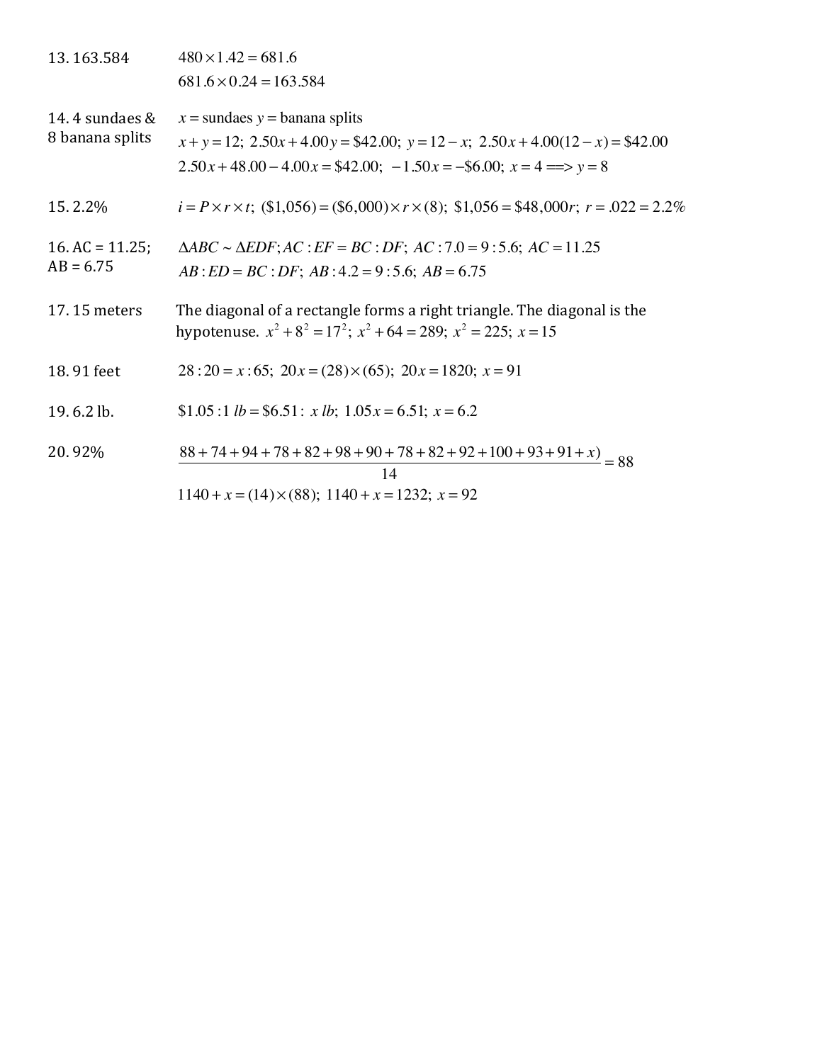13. 163.584

$480 \times 1.42 = 681.6$

$681.6 \times 0.24 = 163.584$

14. 4 sundaes & 8 banana splits

$x = \text{sundaes} \; y = \text{banana splits}$

$x + y = 12;\; 2.50x + 4.00y = \$42.00;\; y = 12 - x;\; 2.50x + 4.00(12 - x) = \$42.00$

$2.50x + 48.00 - 4.00x = \$42.00;\; -1.50x = -\$6.00;\; x = 4 \Longrightarrow y = 8$

15. 2.2%

$i = P \times r \times t;\; (\$1{,}056) = (\$6{,}000) \times r \times (8);\; \$1{,}056 = \$48{,}000r;\; r = .022 = 2.2\%$

16. AC = 11.25; AB = 6.75

$\Delta ABC \sim \Delta EDF; AC : EF = BC : DF;\; AC : 7.0 = 9 : 5.6;\; AC = 11.25$

$AB : ED = BC : DF;\; AB : 4.2 = 9 : 5.6;\; AB = 6.75$

17. 15 meters

The diagonal of a rectangle forms a right triangle. The diagonal is the hypotenuse. $x^2 + 8^2 = 17^2;\; x^2 + 64 = 289;\; x^2 = 225;\; x = 15$

18. 91 feet

$28 : 20 = x : 65;\; 20x = (28) \times (65);\; 20x = 1820;\; x = 91$

19. 6.2 lb.

$\$1.05 : 1\; lb = \$6.51 :\; x\; lb;\; 1.05x = 6.51;\; x = 6.2$

20. 92%

$$\frac{88 + 74 + 94 + 78 + 82 + 98 + 90 + 78 + 82 + 92 + 100 + 93 + 91 + x)}{14} = 88$$

$1140 + x = (14) \times (88);\; 1140 + x = 1232;\; x = 92$